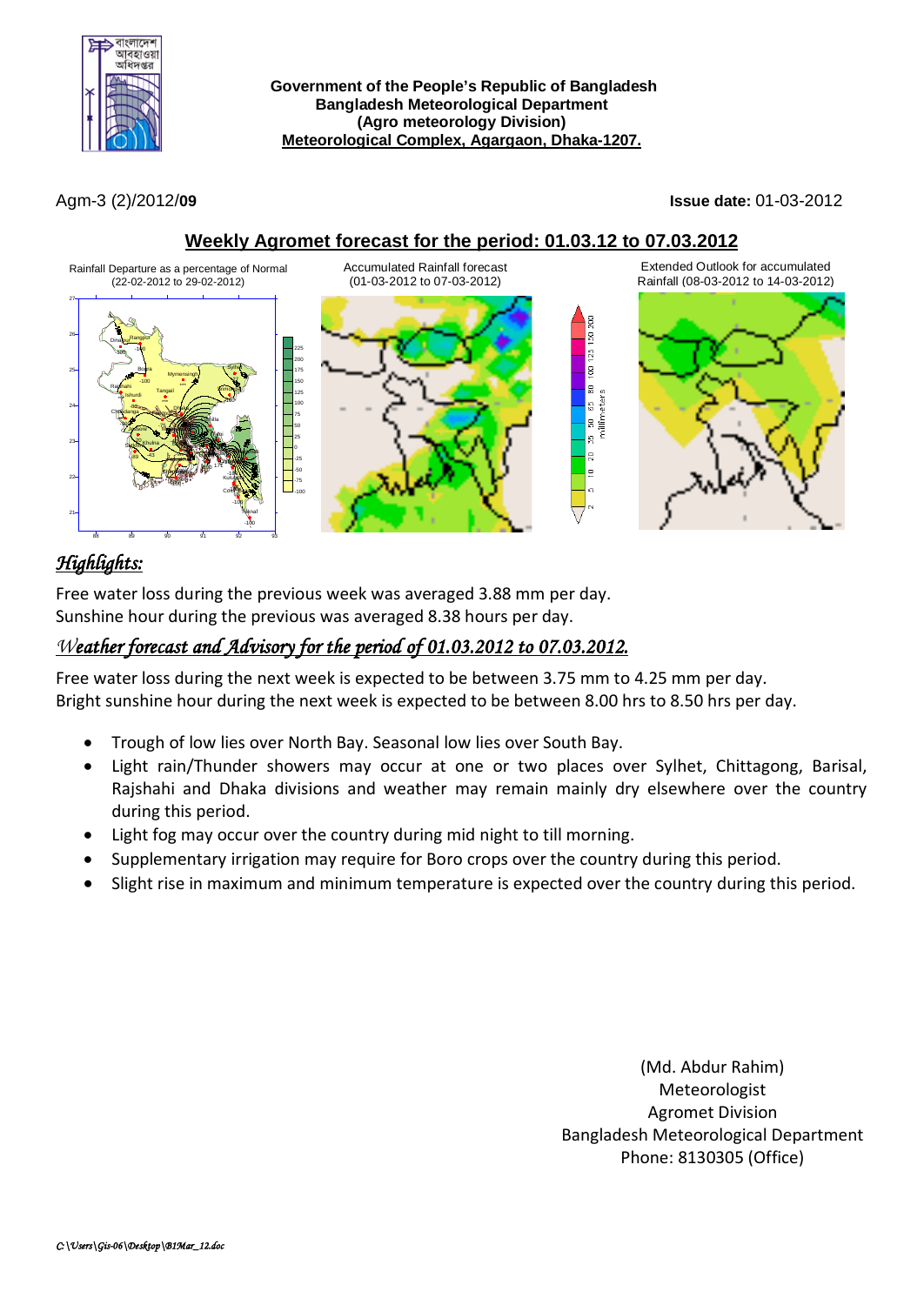**Government of the People's Republic of Bangladesh**
**Bangladesh Meteorological Department**
**(Agro meteorology Division)**
**Meteorological Complex, Agargaon, Dhaka-1207.**

Agm-3 (2)/2012/**09** **Issue date:** 01-03-2012

## Weekly Agromet forecast for the period: 01.03.12 to 07.03.2012

Rainfall Departure as a percentage of Normal (22-02-2012 to 29-02-2012)

Accumulated Rainfall forecast (01-03-2012 to 07-03-2012)

Extended Outlook for accumulated Rainfall (08-03-2012 to 14-03-2012)

## *Highlights:*

Free water loss during the previous week was averaged 3.88 mm per day.
Sunshine hour during the previous was averaged 8.38 hours per day.

## *Weather forecast and Advisory for the period of 01.03.2012 to 07.03.2012.*

Free water loss during the next week is expected to be between 3.75 mm to 4.25 mm per day.
Bright sunshine hour during the next week is expected to be between 8.00 hrs to 8.50 hrs per day.

- Trough of low lies over North Bay. Seasonal low lies over South Bay.
- Light rain/Thunder showers may occur at one or two places over Sylhet, Chittagong, Barisal, Rajshahi and Dhaka divisions and weather may remain mainly dry elsewhere over the country during this period.
- Light fog may occur over the country during mid night to till morning.
- Supplementary irrigation may require for Boro crops over the country during this period.
- Slight rise in maximum and minimum temperature is expected over the country during this period.

(Md. Abdur Rahim)
Meteorologist
Agromet Division
Bangladesh Meteorological Department
Phone: 8130305 (Office)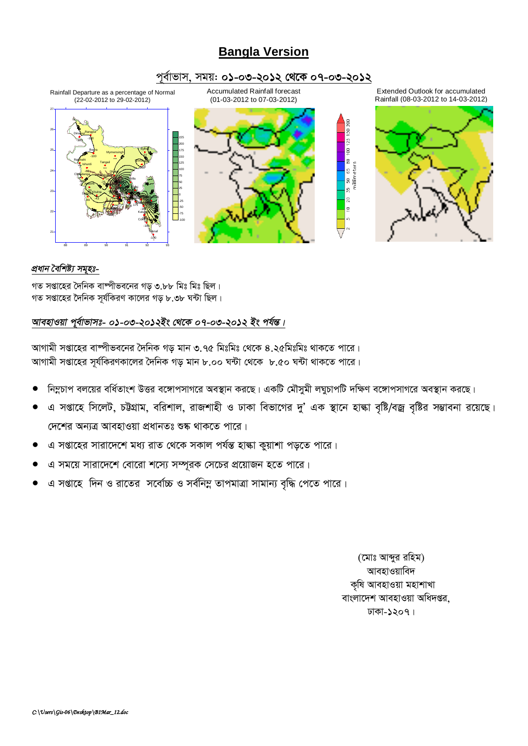# Bangla Version

## পূর্বাভাস, সময়: ০১-০৩-২০১২ থেকে ০৭-০৩-২০১২

Rainfall Departure as a percentage of Normal (22-02-2012 to 29-02-2012)

Accumulated Rainfall forecast (01-03-2012 to 07-03-2012)

Extended Outlook for accumulated Rainfall (08-03-2012 to 14-03-2012)

*প্রধান বৈশিষ্ট্য সমূহঃ-*

গত সপ্তাহের দৈনিক বাষ্পীভবনের গড় ৩.৮৮ মিঃ মিঃ ছিল।
গত সপ্তাহের দৈনিক সূর্যকিরণ কালের গড় ৮.৩৮ ঘন্টা ছিল।

*আবহাওয়া পূর্বাভাসঃ- ০১-০৩-২০১২ইং থেকে ০৭-০৩-২০১২ ইং পর্যন্ত।*

আগামী সপ্তাহের বাষ্পীভবনের দৈনিক গড় মান ৩.৭৫ মিঃমিঃ থেকে ৪.২৫মিঃমিঃ থাকতে পারে।
আগামী সপ্তাহের সূর্যকিরণকালের দৈনিক গড় মান ৮.০০ ঘন্টা থেকে ৮.৫০ ঘন্টা থাকতে পারে।

- নিম্নচাপ বলয়ের বর্ধিতাংশ উত্তর বঙ্গোপসাগরে অবস্থান করছে। একটি মৌসুমী লঘুচাপটি দক্ষিণ বঙ্গোপসাগরে অবস্থান করছে।
- এ সপ্তাহে সিলেট, চট্টগ্রাম, বরিশাল, রাজশাহী ও ঢাকা বিভাগের দু' এক স্থানে হাল্কা বৃষ্টি/বজ্র বৃষ্টির সম্ভাবনা রয়েছে। দেশের অন্যত্র আবহাওয়া প্রধানতঃ শুষ্ক থাকতে পারে।
- এ সপ্তাহের সারাদেশে মধ্য রাত থেকে সকাল পর্যন্ত হাল্কা কুয়াশা পড়তে পারে।
- এ সময়ে সারাদেশে বোরো শস্যে সম্পূরক সেচের প্রয়োজন হতে পারে।
- এ সপ্তাহে দিন ও রাতের সর্বোচ্চ ও সর্বনিম্ন তাপমাত্রা সামান্য বৃদ্ধি পেতে পারে।

(মোঃ আব্দুর রহিম)
আবহাওয়াবিদ
কৃষি আবহাওয়া মহাশাখা
বাংলাদেশ আবহাওয়া অধিদপ্তর,
ঢাকা-১২০৭।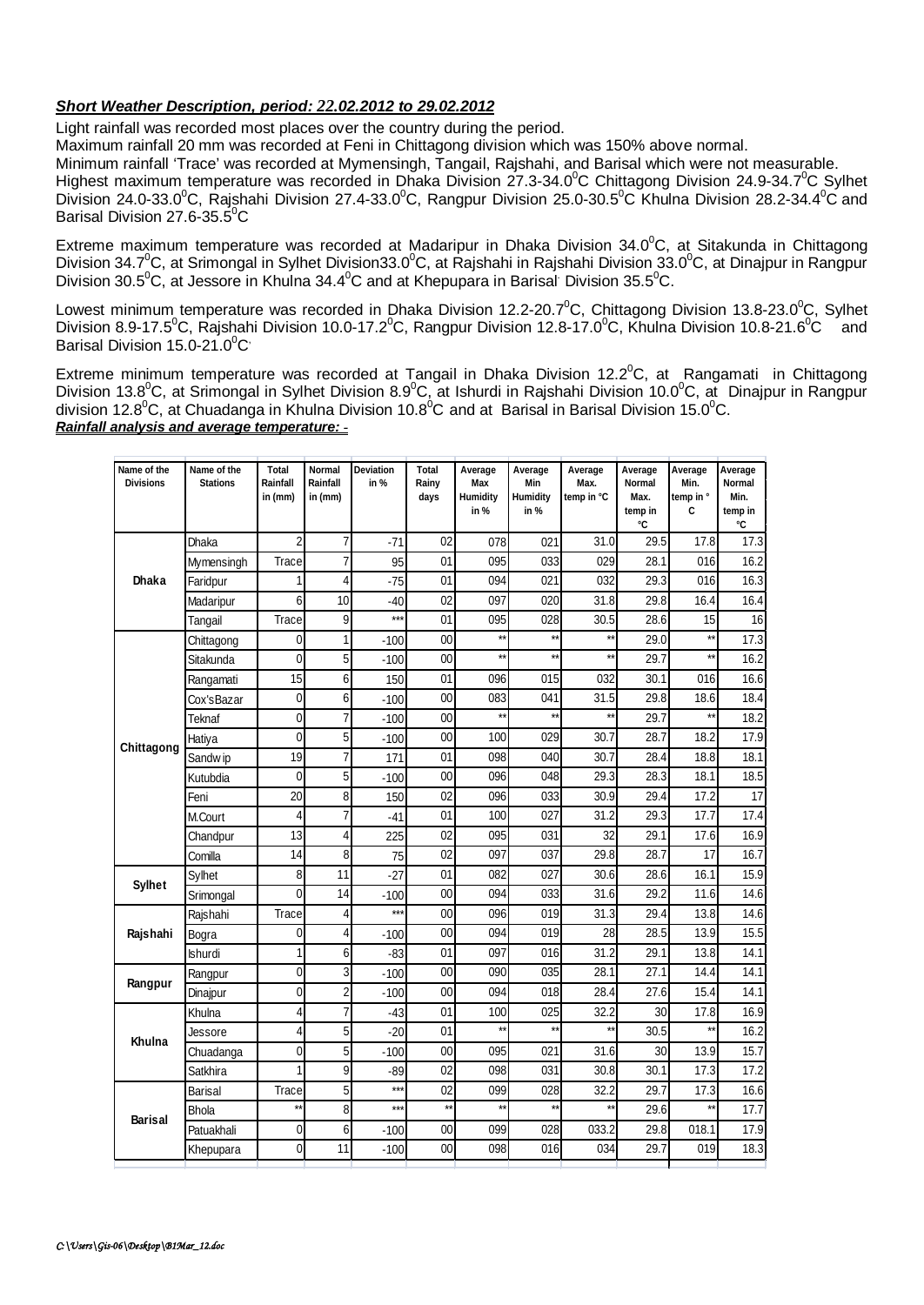***Short Weather Description, period: 22.02.2012 to 29.02.2012***

Light rainfall was recorded most places over the country during the period.
Maximum rainfall 20 mm was recorded at Feni in Chittagong division which was 150% above normal.
Minimum rainfall 'Trace' was recorded at Mymensingh, Tangail, Rajshahi, and Barisal which were not measurable.
Highest maximum temperature was recorded in Dhaka Division 27.3-34.0$^0$C Chittagong Division 24.9-34.7$^0$C Sylhet Division 24.0-33.0$^0$C, Rajshahi Division 27.4-33.0$^0$C, Rangpur Division 25.0-30.5$^0$C Khulna Division 28.2-34.4$^0$C and Barisal Division 27.6-35.5$^0$C

Extreme maximum temperature was recorded at Madaripur in Dhaka Division 34.0$^0$C, at Sitakunda in Chittagong Division 34.7$^0$C, at Srimongal in Sylhet Division33.0$^0$C, at Rajshahi in Rajshahi Division 33.0$^0$C, at Dinajpur in Rangpur Division 30.5$^0$C, at Jessore in Khulna 34.4$^0$C and at Khepupara in Barisal Division 35.5$^0$C.

Lowest minimum temperature was recorded in Dhaka Division 12.2-20.7$^0$C, Chittagong Division 13.8-23.0$^0$C, Sylhet Division 8.9-17.5$^0$C, Rajshahi Division 10.0-17.2$^0$C, Rangpur Division 12.8-17.0$^0$C, Khulna Division 10.8-21.6$^0$C and Barisal Division 15.0-21.0$^0$C.

Extreme minimum temperature was recorded at Tangail in Dhaka Division 12.2$^0$C, at Rangamati in Chittagong Division 13.8$^0$C, at Srimongal in Sylhet Division 8.9$^0$C, at Ishurdi in Rajshahi Division 10.0$^0$C, at Dinajpur in Rangpur division 12.8$^0$C, at Chuadanga in Khulna Division 10.8$^0$C and at Barisal in Barisal Division 15.0$^0$C.

***Rainfall analysis and average temperature: -***

| Name of the Divisions | Name of the Stations | Total Rainfall in (mm) | Normal Rainfall in (mm) | Deviation in % | Total Rainy days | Average Max Humidity in % | Average Min Humidity in % | Average Max. temp in °C | Average Normal Max. temp in °C | Average Min. temp in ° C | Average Normal Min. temp in °C |
|---|---|---|---|---|---|---|---|---|---|---|---|
| Dhaka | Dhaka | 2 | 7 | -71 | 02 | 078 | 021 | 31.0 | 29.5 | 17.8 | 17.3 |
| | Mymensingh | Trace | 7 | 95 | 01 | 095 | 033 | 029 | 28.1 | 016 | 16.2 |
| | Faridpur | 1 | 4 | -75 | 01 | 094 | 021 | 032 | 29.3 | 016 | 16.3 |
| | Madaripur | 6 | 10 | -40 | 02 | 097 | 020 | 31.8 | 29.8 | 16.4 | 16.4 |
| | Tangail | Trace | 9 | *** | 01 | 095 | 028 | 30.5 | 28.6 | 15 | 16 |
| Chittagong | Chittagong | 0 | 1 | -100 | 00 | ** | ** | ** | 29.0 | ** | 17.3 |
| | Sitakunda | 0 | 5 | -100 | 00 | ** | ** | ** | 29.7 | ** | 16.2 |
| | Rangamati | 15 | 6 | 150 | 01 | 096 | 015 | 032 | 30.1 | 016 | 16.6 |
| | Cox'sBazar | 0 | 6 | -100 | 00 | 083 | 041 | 31.5 | 29.8 | 18.6 | 18.4 |
| | Teknaf | 0 | 7 | -100 | 00 | ** | ** | ** | 29.7 | ** | 18.2 |
| | Hatiya | 0 | 5 | -100 | 00 | 100 | 029 | 30.7 | 28.7 | 18.2 | 17.9 |
| | Sandwip | 19 | 7 | 171 | 01 | 098 | 040 | 30.7 | 28.4 | 18.8 | 18.1 |
| | Kutubdia | 0 | 5 | -100 | 00 | 096 | 048 | 29.3 | 28.3 | 18.1 | 18.5 |
| | Feni | 20 | 8 | 150 | 02 | 096 | 033 | 30.9 | 29.4 | 17.2 | 17 |
| | M.Court | 4 | 7 | -41 | 01 | 100 | 027 | 31.2 | 29.3 | 17.7 | 17.4 |
| | Chandpur | 13 | 4 | 225 | 02 | 095 | 031 | 32 | 29.1 | 17.6 | 16.9 |
| | Comilla | 14 | 8 | 75 | 02 | 097 | 037 | 29.8 | 28.7 | 17 | 16.7 |
| Sylhet | Sylhet | 8 | 11 | -27 | 01 | 082 | 027 | 30.6 | 28.6 | 16.1 | 15.9 |
| | Srimongal | 0 | 14 | -100 | 00 | 094 | 033 | 31.6 | 29.2 | 11.6 | 14.6 |
| Rajshahi | Rajshahi | Trace | 4 | *** | 00 | 096 | 019 | 31.3 | 29.4 | 13.8 | 14.6 |
| | Bogra | 0 | 4 | -100 | 00 | 094 | 019 | 28 | 28.5 | 13.9 | 15.5 |
| | Ishurdi | 1 | 6 | -83 | 01 | 097 | 016 | 31.2 | 29.1 | 13.8 | 14.1 |
| Rangpur | Rangpur | 0 | 3 | -100 | 00 | 090 | 035 | 28.1 | 27.1 | 14.4 | 14.1 |
| | Dinajpur | 0 | 2 | -100 | 00 | 094 | 018 | 28.4 | 27.6 | 15.4 | 14.1 |
| Khulna | Khulna | 4 | 7 | -43 | 01 | 100 | 025 | 32.2 | 30 | 17.8 | 16.9 |
| | Jessore | 4 | 5 | -20 | 01 | ** | ** | ** | 30.5 | ** | 16.2 |
| | Chuadanga | 0 | 5 | -100 | 00 | 095 | 021 | 31.6 | 30 | 13.9 | 15.7 |
| | Satkhira | 1 | 9 | -89 | 02 | 098 | 031 | 30.8 | 30.1 | 17.3 | 17.2 |
| Barisal | Barisal | Trace | 5 | *** | 02 | 099 | 028 | 32.2 | 29.7 | 17.3 | 16.6 |
| | Bhola | ** | 8 | *** | ** | ** | ** | ** | 29.6 | ** | 17.7 |
| | Patuakhali | 0 | 6 | -100 | 00 | 099 | 028 | 033.2 | 29.8 | 018.1 | 17.9 |
| | Khepupara | 0 | 11 | -100 | 00 | 098 | 016 | 034 | 29.7 | 019 | 18.3 |